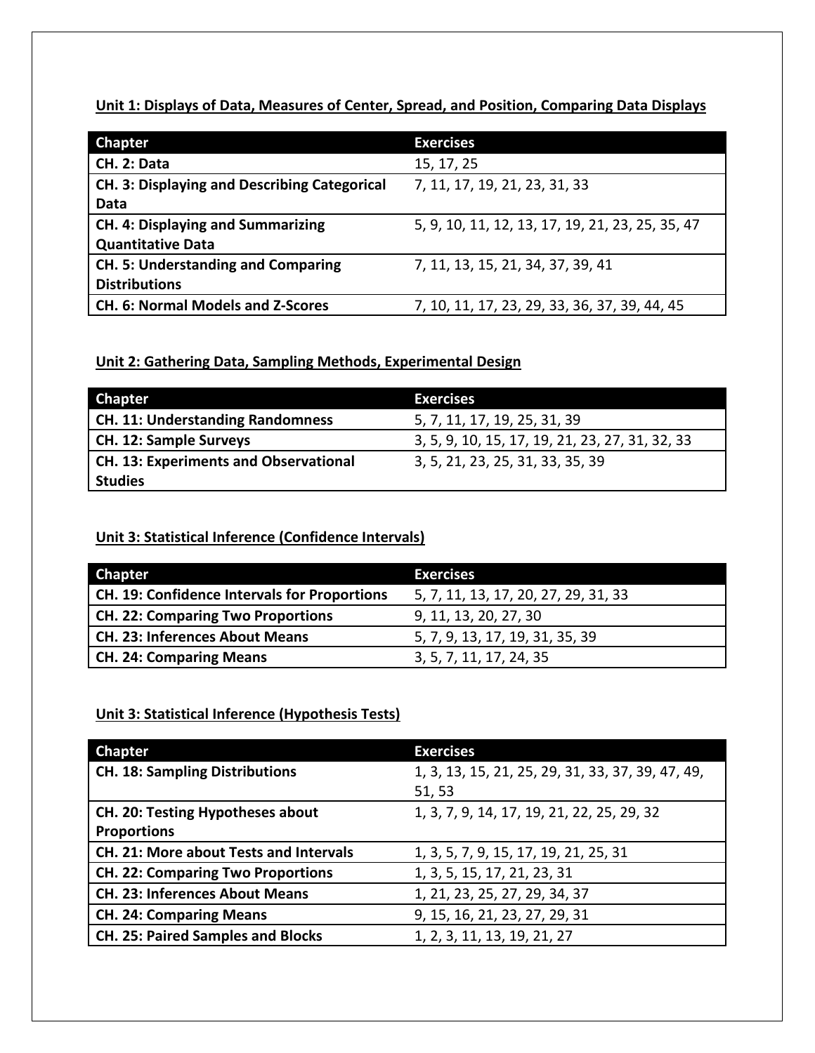**Unit 1: Displays of Data, Measures of Center, Spread, and Position, Comparing Data Displays**

| Chapter | Exercises |
| --- | --- |
| **CH. 2: Data** | 15, 17, 25 |
| **CH. 3: Displaying and Describing Categorical Data** | 7, 11, 17, 19, 21, 23, 31, 33 |
| **CH. 4: Displaying and Summarizing Quantitative Data** | 5, 9, 10, 11, 12, 13, 17, 19, 21, 23, 25, 35, 47 |
| **CH. 5: Understanding and Comparing Distributions** | 7, 11, 13, 15, 21, 34, 37, 39, 41 |
| **CH. 6: Normal Models and Z-Scores** | 7, 10, 11, 17, 23, 29, 33, 36, 37, 39, 44, 45 |

**Unit 2: Gathering Data, Sampling Methods, Experimental Design**

| Chapter | Exercises |
| --- | --- |
| **CH. 11: Understanding Randomness** | 5, 7, 11, 17, 19, 25, 31, 39 |
| **CH. 12: Sample Surveys** | 3, 5, 9, 10, 15, 17, 19, 21, 23, 27, 31, 32, 33 |
| **CH. 13: Experiments and Observational Studies** | 3, 5, 21, 23, 25, 31, 33, 35, 39 |

**Unit 3: Statistical Inference (Confidence Intervals)**

| Chapter | Exercises |
| --- | --- |
| **CH. 19: Confidence Intervals for Proportions** | 5, 7, 11, 13, 17, 20, 27, 29, 31, 33 |
| **CH. 22: Comparing Two Proportions** | 9, 11, 13, 20, 27, 30 |
| **CH. 23: Inferences About Means** | 5, 7, 9, 13, 17, 19, 31, 35, 39 |
| **CH. 24: Comparing Means** | 3, 5, 7, 11, 17, 24, 35 |

**Unit 3: Statistical Inference (Hypothesis Tests)**

| Chapter | Exercises |
| --- | --- |
| **CH. 18: Sampling Distributions** | 1, 3, 13, 15, 21, 25, 29, 31, 33, 37, 39, 47, 49, 51, 53 |
| **CH. 20: Testing Hypotheses about Proportions** | 1, 3, 7, 9, 14, 17, 19, 21, 22, 25, 29, 32 |
| **CH. 21: More about Tests and Intervals** | 1, 3, 5, 7, 9, 15, 17, 19, 21, 25, 31 |
| **CH. 22: Comparing Two Proportions** | 1, 3, 5, 15, 17, 21, 23, 31 |
| **CH. 23: Inferences About Means** | 1, 21, 23, 25, 27, 29, 34, 37 |
| **CH. 24: Comparing Means** | 9, 15, 16, 21, 23, 27, 29, 31 |
| **CH. 25: Paired Samples and Blocks** | 1, 2, 3, 11, 13, 19, 21, 27 |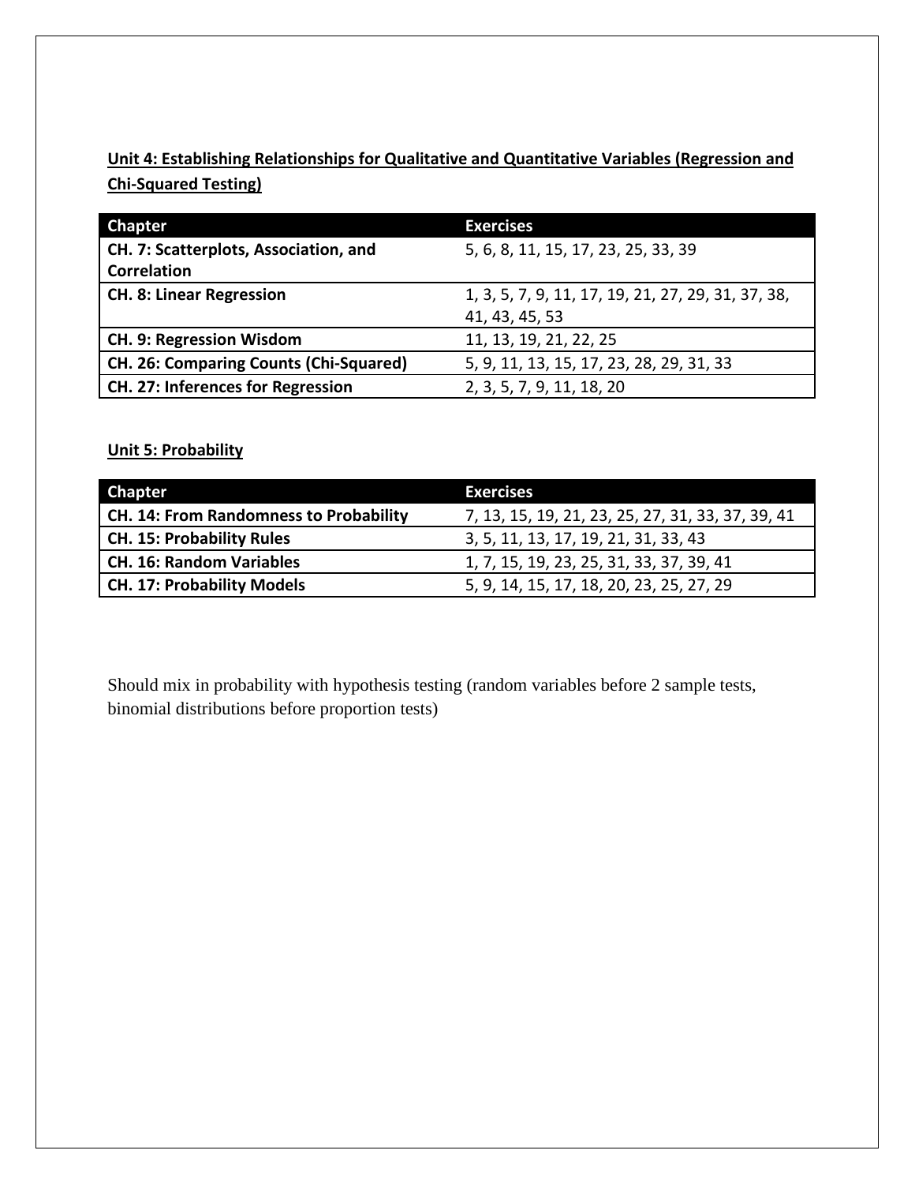**Unit 4: Establishing Relationships for Qualitative and Quantitative Variables (Regression and Chi-Squared Testing)**

| Chapter | Exercises |
| --- | --- |
| **CH. 7: Scatterplots, Association, and Correlation** | 5, 6, 8, 11, 15, 17, 23, 25, 33, 39 |
| **CH. 8: Linear Regression** | 1, 3, 5, 7, 9, 11, 17, 19, 21, 27, 29, 31, 37, 38, 41, 43, 45, 53 |
| **CH. 9: Regression Wisdom** | 11, 13, 19, 21, 22, 25 |
| **CH. 26: Comparing Counts (Chi-Squared)** | 5, 9, 11, 13, 15, 17, 23, 28, 29, 31, 33 |
| **CH. 27: Inferences for Regression** | 2, 3, 5, 7, 9, 11, 18, 20 |

**Unit 5: Probability**

| Chapter | Exercises |
| --- | --- |
| **CH. 14: From Randomness to Probability** | 7, 13, 15, 19, 21, 23, 25, 27, 31, 33, 37, 39, 41 |
| **CH. 15: Probability Rules** | 3, 5, 11, 13, 17, 19, 21, 31, 33, 43 |
| **CH. 16: Random Variables** | 1, 7, 15, 19, 23, 25, 31, 33, 37, 39, 41 |
| **CH. 17: Probability Models** | 5, 9, 14, 15, 17, 18, 20, 23, 25, 27, 29 |

Should mix in probability with hypothesis testing (random variables before 2 sample tests, binomial distributions before proportion tests)